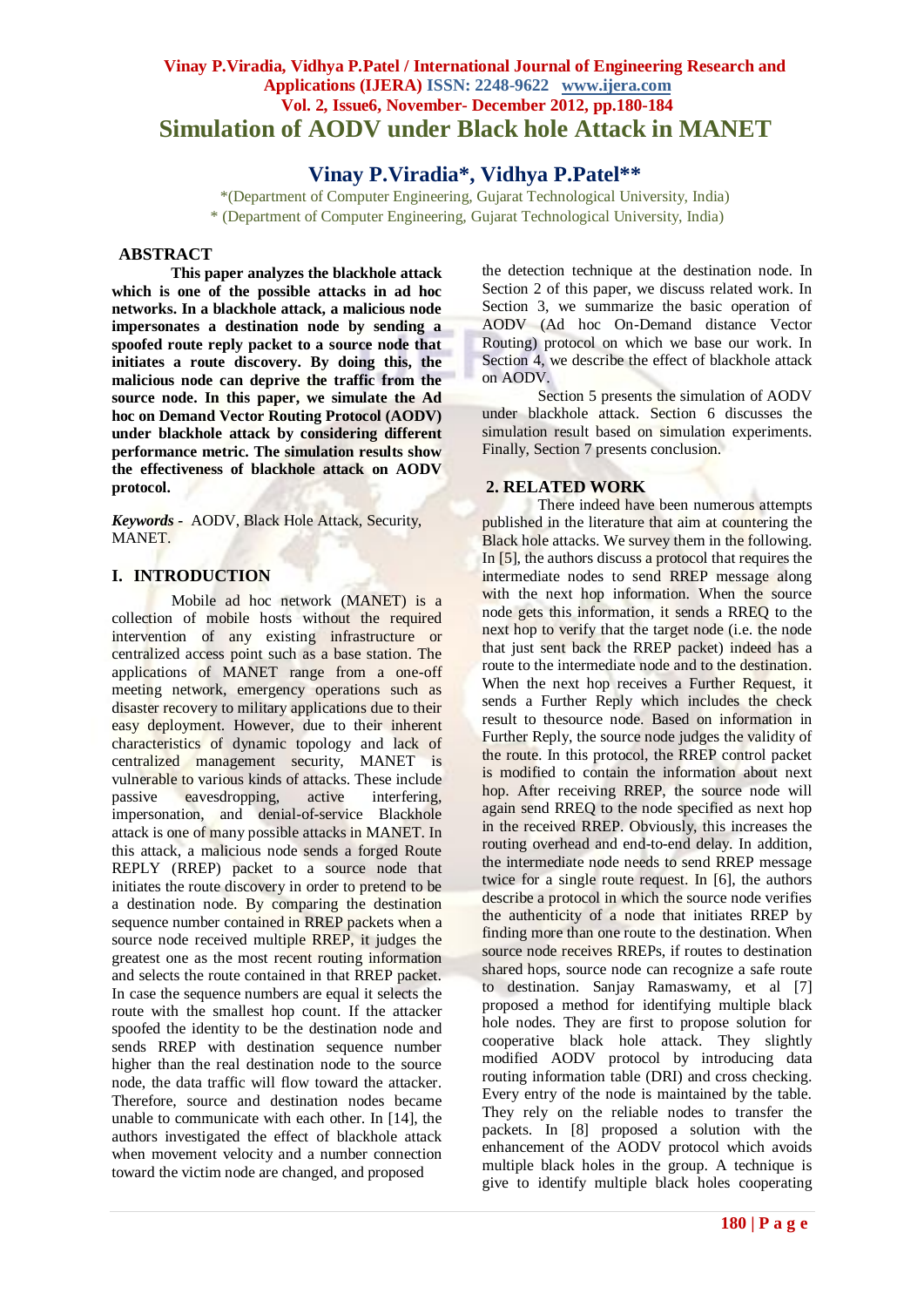# Simulation of AODV under Black hole Attack in MANET

## Vinay P.Viradia*, Vidhya P.Patel**

*(Department of Computer Engineering, Gujarat Technological University, India)
* (Department of Computer Engineering, Gujarat Technological University, India)

## ABSTRACT

**This paper analyzes the blackhole attack which is one of the possible attacks in ad hoc networks. In a blackhole attack, a malicious node impersonates a destination node by sending a spoofed route reply packet to a source node that initiates a route discovery. By doing this, the malicious node can deprive the traffic from the source node. In this paper, we simulate the Ad hoc on Demand Vector Routing Protocol (AODV) under blackhole attack by considering different performance metric. The simulation results show the effectiveness of blackhole attack on AODV protocol.**

***Keywords*** **-** AODV, Black Hole Attack, Security, MANET.

## I. INTRODUCTION

Mobile ad hoc network (MANET) is a collection of mobile hosts without the required intervention of any existing infrastructure or centralized access point such as a base station. The applications of MANET range from a one-off meeting network, emergency operations such as disaster recovery to military applications due to their easy deployment. However, due to their inherent characteristics of dynamic topology and lack of centralized management security, MANET is vulnerable to various kinds of attacks. These include passive eavesdropping, active interfering, impersonation, and denial-of-service Blackhole attack is one of many possible attacks in MANET. In this attack, a malicious node sends a forged Route REPLY (RREP) packet to a source node that initiates the route discovery in order to pretend to be a destination node. By comparing the destination sequence number contained in RREP packets when a source node received multiple RREP, it judges the greatest one as the most recent routing information and selects the route contained in that RREP packet. In case the sequence numbers are equal it selects the route with the smallest hop count. If the attacker spoofed the identity to be the destination node and sends RREP with destination sequence number higher than the real destination node to the source node, the data traffic will flow toward the attacker. Therefore, source and destination nodes became unable to communicate with each other. In [14], the authors investigated the effect of blackhole attack when movement velocity and a number connection toward the victim node are changed, and proposed the detection technique at the destination node. In Section 2 of this paper, we discuss related work. In Section 3, we summarize the basic operation of AODV (Ad hoc On-Demand distance Vector Routing) protocol on which we base our work. In Section 4, we describe the effect of blackhole attack on AODV.

Section 5 presents the simulation of AODV under blackhole attack. Section 6 discusses the simulation result based on simulation experiments. Finally, Section 7 presents conclusion.

## 2. RELATED WORK

There indeed have been numerous attempts published in the literature that aim at countering the Black hole attacks. We survey them in the following. In [5], the authors discuss a protocol that requires the intermediate nodes to send RREP message along with the next hop information. When the source node gets this information, it sends a RREQ to the next hop to verify that the target node (i.e. the node that just sent back the RREP packet) indeed has a route to the intermediate node and to the destination. When the next hop receives a Further Request, it sends a Further Reply which includes the check result to thesource node. Based on information in Further Reply, the source node judges the validity of the route. In this protocol, the RREP control packet is modified to contain the information about next hop. After receiving RREP, the source node will again send RREQ to the node specified as next hop in the received RREP. Obviously, this increases the routing overhead and end-to-end delay. In addition, the intermediate node needs to send RREP message twice for a single route request. In [6], the authors describe a protocol in which the source node verifies the authenticity of a node that initiates RREP by finding more than one route to the destination. When source node receives RREPs, if routes to destination shared hops, source node can recognize a safe route to destination. Sanjay Ramaswamy, et al [7] proposed a method for identifying multiple black hole nodes. They are first to propose solution for cooperative black hole attack. They slightly modified AODV protocol by introducing data routing information table (DRI) and cross checking. Every entry of the node is maintained by the table. They rely on the reliable nodes to transfer the packets. In [8] proposed a solution with the enhancement of the AODV protocol which avoids multiple black holes in the group. A technique is give to identify multiple black holes cooperating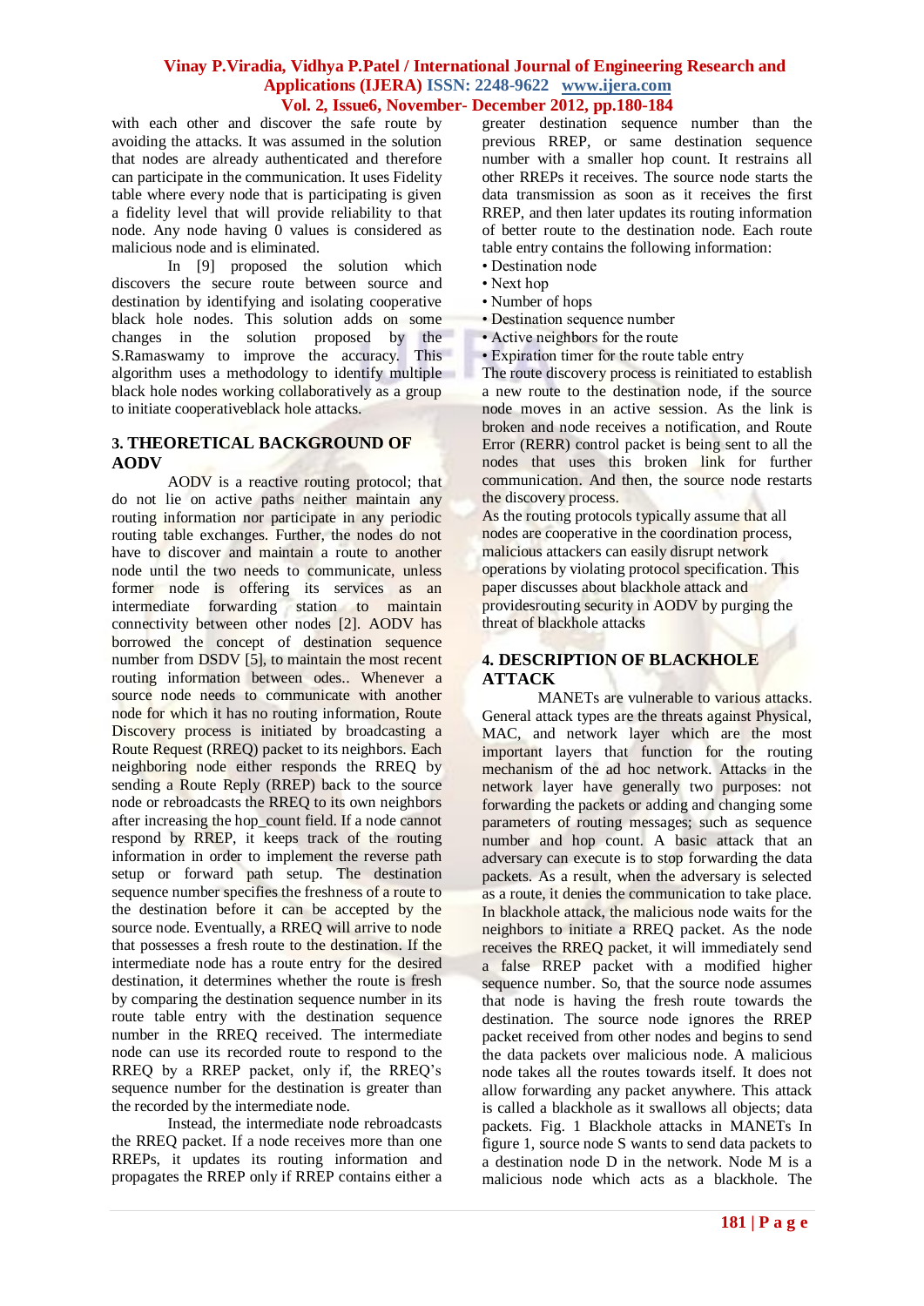with each other and discover the safe route by avoiding the attacks. It was assumed in the solution that nodes are already authenticated and therefore can participate in the communication. It uses Fidelity table where every node that is participating is given a fidelity level that will provide reliability to that node. Any node having 0 values is considered as malicious node and is eliminated.

In [9] proposed the solution which discovers the secure route between source and destination by identifying and isolating cooperative black hole nodes. This solution adds on some changes in the solution proposed by the S.Ramaswamy to improve the accuracy. This algorithm uses a methodology to identify multiple black hole nodes working collaboratively as a group to initiate cooperativeblack hole attacks.

## 3. THEORETICAL BACKGROUND OF AODV

AODV is a reactive routing protocol; that do not lie on active paths neither maintain any routing information nor participate in any periodic routing table exchanges. Further, the nodes do not have to discover and maintain a route to another node until the two needs to communicate, unless former node is offering its services as an intermediate forwarding station to maintain connectivity between other nodes [2]. AODV has borrowed the concept of destination sequence number from DSDV [5], to maintain the most recent routing information between odes.. Whenever a source node needs to communicate with another node for which it has no routing information, Route Discovery process is initiated by broadcasting a Route Request (RREQ) packet to its neighbors. Each neighboring node either responds the RREQ by sending a Route Reply (RREP) back to the source node or rebroadcasts the RREQ to its own neighbors after increasing the hop_count field. If a node cannot respond by RREP, it keeps track of the routing information in order to implement the reverse path setup or forward path setup. The destination sequence number specifies the freshness of a route to the destination before it can be accepted by the source node. Eventually, a RREQ will arrive to node that possesses a fresh route to the destination. If the intermediate node has a route entry for the desired destination, it determines whether the route is fresh by comparing the destination sequence number in its route table entry with the destination sequence number in the RREQ received. The intermediate node can use its recorded route to respond to the RREQ by a RREP packet, only if, the RREQ's sequence number for the destination is greater than the recorded by the intermediate node.

Instead, the intermediate node rebroadcasts the RREQ packet. If a node receives more than one RREPs, it updates its routing information and propagates the RREP only if RREP contains either a greater destination sequence number than the previous RREP, or same destination sequence number with a smaller hop count. It restrains all other RREPs it receives. The source node starts the data transmission as soon as it receives the first RREP, and then later updates its routing information of better route to the destination node. Each route table entry contains the following information:

- Destination node
- Next hop
- Number of hops
- Destination sequence number
- Active neighbors for the route
- Expiration timer for the route table entry

The route discovery process is reinitiated to establish a new route to the destination node, if the source node moves in an active session. As the link is broken and node receives a notification, and Route Error (RERR) control packet is being sent to all the nodes that uses this broken link for further communication. And then, the source node restarts the discovery process.

As the routing protocols typically assume that all nodes are cooperative in the coordination process, malicious attackers can easily disrupt network operations by violating protocol specification. This paper discusses about blackhole attack and providesrouting security in AODV by purging the threat of blackhole attacks

## 4. DESCRIPTION OF BLACKHOLE ATTACK

MANETs are vulnerable to various attacks. General attack types are the threats against Physical, MAC, and network layer which are the most important layers that function for the routing mechanism of the ad hoc network. Attacks in the network layer have generally two purposes: not forwarding the packets or adding and changing some parameters of routing messages; such as sequence number and hop count. A basic attack that an adversary can execute is to stop forwarding the data packets. As a result, when the adversary is selected as a route, it denies the communication to take place. In blackhole attack, the malicious node waits for the neighbors to initiate a RREQ packet. As the node receives the RREQ packet, it will immediately send a false RREP packet with a modified higher sequence number. So, that the source node assumes that node is having the fresh route towards the destination. The source node ignores the RREP packet received from other nodes and begins to send the data packets over malicious node. A malicious node takes all the routes towards itself. It does not allow forwarding any packet anywhere. This attack is called a blackhole as it swallows all objects; data packets. Fig. 1 Blackhole attacks in MANETs In figure 1, source node S wants to send data packets to a destination node D in the network. Node M is a malicious node which acts as a blackhole. The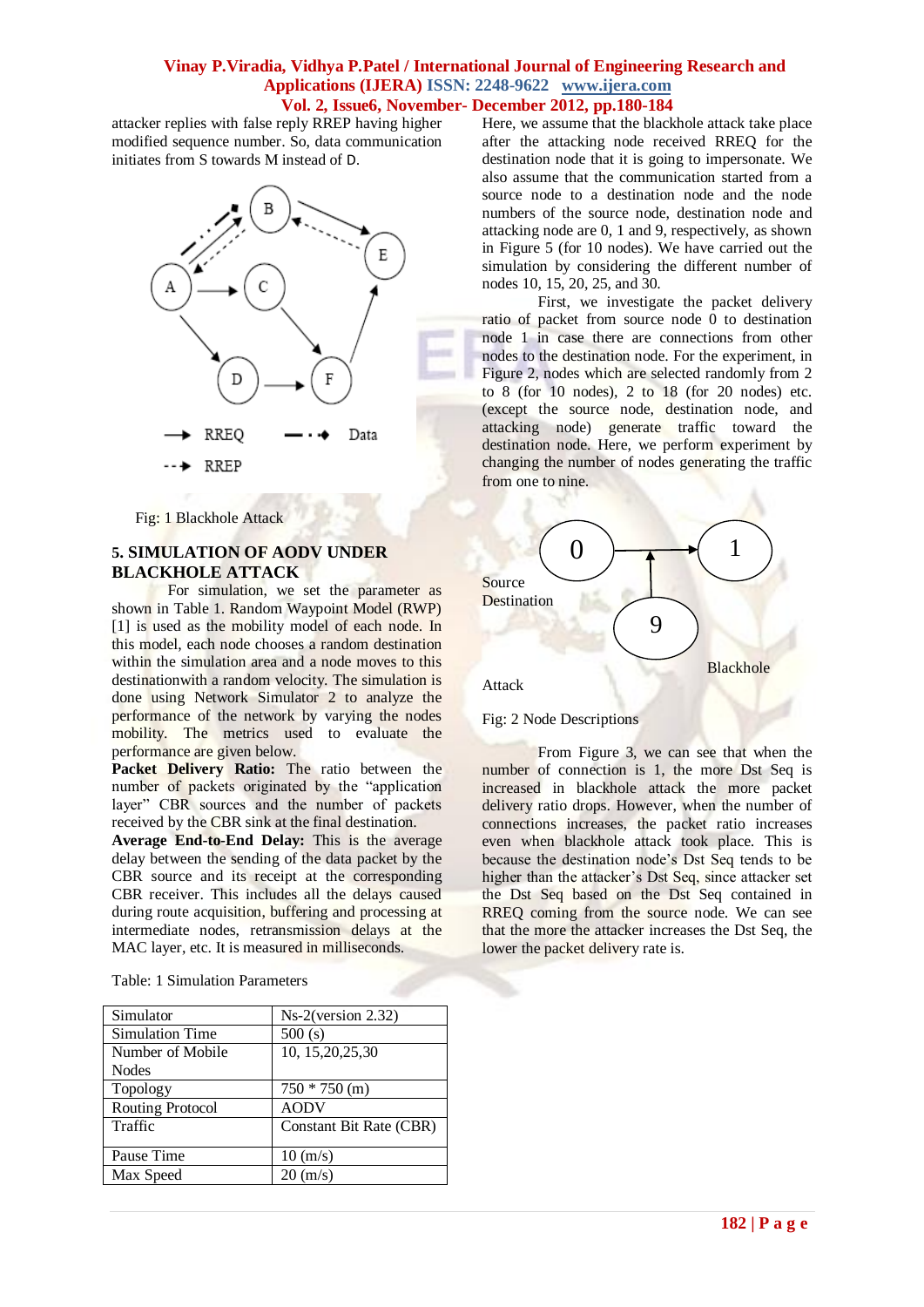attacker replies with false reply RREP having higher modified sequence number. So, data communication initiates from S towards M instead of D.

A
B
C
D
E
F
RREQ
Data
RREP

Fig: 1 Blackhole Attack

## 5. SIMULATION OF AODV UNDER BLACKHOLE ATTACK

For simulation, we set the parameter as shown in Table 1. Random Waypoint Model (RWP) [1] is used as the mobility model of each node. In this model, each node chooses a random destination within the simulation area and a node moves to this destinationwith a random velocity. The simulation is done using Network Simulator 2 to analyze the performance of the network by varying the nodes mobility. The metrics used to evaluate the performance are given below.

**Packet Delivery Ratio:** The ratio between the number of packets originated by the "application layer" CBR sources and the number of packets received by the CBR sink at the final destination.

**Average End-to-End Delay:** This is the average delay between the sending of the data packet by the CBR source and its receipt at the corresponding CBR receiver. This includes all the delays caused during route acquisition, buffering and processing at intermediate nodes, retransmission delays at the MAC layer, etc. It is measured in milliseconds.

Table: 1 Simulation Parameters

| | |
|---|---|
| Simulator | Ns-2(version 2.32) |
| Simulation Time | 500 (s) |
| Number of Mobile Nodes | 10, 15,20,25,30 |
| Topology | 750 * 750 (m) |
| Routing Protocol | AODV |
| Traffic | Constant Bit Rate (CBR) |
| Pause Time | 10 (m/s) |
| Max Speed | 20 (m/s) |

Here, we assume that the blackhole attack take place after the attacking node received RREQ for the destination node that it is going to impersonate. We also assume that the communication started from a source node to a destination node and the node numbers of the source node, destination node and attacking node are 0, 1 and 9, respectively, as shown in Figure 5 (for 10 nodes). We have carried out the simulation by considering the different number of nodes 10, 15, 20, 25, and 30.

First, we investigate the packet delivery ratio of packet from source node 0 to destination node 1 in case there are connections from other nodes to the destination node. For the experiment, in Figure 2, nodes which are selected randomly from 2 to 8 (for 10 nodes), 2 to 18 (for 20 nodes) etc. (except the source node, destination node, and attacking node) generate traffic toward the destination node. Here, we perform experiment by changing the number of nodes generating the traffic from one to nine.

0
1
9
Source
Destination
Blackhole
Attack

Fig: 2 Node Descriptions

From Figure 3, we can see that when the number of connection is 1, the more Dst Seq is increased in blackhole attack the more packet delivery ratio drops. However, when the number of connections increases, the packet ratio increases even when blackhole attack took place. This is because the destination node's Dst Seq tends to be higher than the attacker's Dst Seq, since attacker set the Dst Seq based on the Dst Seq contained in RREQ coming from the source node. We can see that the more the attacker increases the Dst Seq, the lower the packet delivery rate is.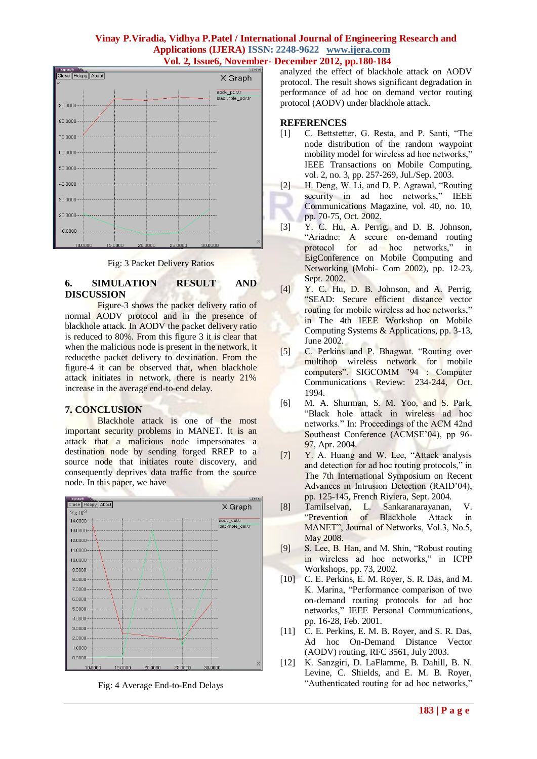xgraph

Close | Hdcpy | About

X Graph

Y

aodv_pdr.tr

blackhole_pdr.tr

90.0000

80.0000

70.0000

60.0000

50.0000

40.0000

30.0000

20.0000

10.0000

10.0000 15.0000 20.0000 25.0000 30.0000

X

Fig: 3 Packet Delivery Ratios

## 6. SIMULATION RESULT AND DISCUSSION

Figure-3 shows the packet delivery ratio of normal AODV protocol and in the presence of blackhole attack. In AODV the packet delivery ratio is reduced to 80%. From this figure 3 it is clear that when the malicious node is present in the network, it reducethe packet delivery to destination. From the figure-4 it can be observed that, when blackhole attack initiates in network, there is nearly 21% increase in the average end-to-end delay.

## 7. CONCLUSION

Blackhole attack is one of the most important security problems in MANET. It is an attack that a malicious node impersonates a destination node by sending forged RREP to a source node that initiates route discovery, and consequently deprives data traffic from the source node. In this paper, we have analyzed the effect of blackhole attack on AODV protocol. The result shows significant degradation in performance of ad hoc on demand vector routing protocol (AODV) under blackhole attack.

xgraph

Close | Hdcpy | About

X Graph

Y x $10^{-3}$

aodv_del.tr

blackhole_del.tr

14.0000

13.0000

12.0000

11.0000

10.0000

9.0000

8.0000

7.0000

6.0000

5.0000

4.0000

3.0000

2.0000

1.0000

0.0000

10.0000 15.0000 20.0000 25.0000 30.0000

X

Fig: 4 Average End-to-End Delays

## REFERENCES

[1] C. Bettstetter, G. Resta, and P. Santi, "The node distribution of the random waypoint mobility model for wireless ad hoc networks," IEEE Transactions on Mobile Computing, vol. 2, no. 3, pp. 257-269, Jul./Sep. 2003.

[2] H. Deng, W. Li, and D. P. Agrawal, "Routing security in ad hoc networks," IEEE Communications Magazine, vol. 40, no. 10, pp. 70-75, Oct. 2002.

[3] Y. C. Hu, A. Perrig, and D. B. Johnson, "Ariadne: A secure on-demand routing protocol for ad hoc networks," in EigConference on Mobile Computing and Networking (Mobi- Com 2002), pp. 12-23, Sept. 2002.

[4] Y. C. Hu, D. B. Johnson, and A. Perrig, "SEAD: Secure efficient distance vector routing for mobile wireless ad hoc networks," in The 4th IEEE Workshop on Mobile Computing Systems & Applications, pp. 3-13, June 2002.

[5] C. Perkins and P. Bhagwat. "Routing over multihop wireless network for mobile computers". SIGCOMM '94 : Computer Communications Review: 234-244, Oct. 1994.

[6] M. A. Shurman, S. M. Yoo, and S. Park, "Black hole attack in wireless ad hoc networks." In: Proceedings of the ACM 42nd Southeast Conference (ACMSE'04), pp 96-97, Apr. 2004.

[7] Y. A. Huang and W. Lee, "Attack analysis and detection for ad hoc routing protocols," in The 7th International Symposium on Recent Advances in Intrusion Detection (RAID'04), pp. 125-145, French Riviera, Sept. 2004.

[8] Tamilselvan, L. Sankaranarayanan, V. "Prevention of Blackhole Attack in MANET", Journal of Networks, Vol.3, No.5, May 2008.

[9] S. Lee, B. Han, and M. Shin, "Robust routing in wireless ad hoc networks," in ICPP Workshops, pp. 73, 2002.

[10] C. E. Perkins, E. M. Royer, S. R. Das, and M. K. Marina, "Performance comparison of two on-demand routing protocols for ad hoc networks," IEEE Personal Communications, pp. 16-28, Feb. 2001.

[11] C. E. Perkins, E. M. B. Royer, and S. R. Das, Ad hoc On-Demand Distance Vector (AODV) routing, RFC 3561, July 2003.

[12] K. Sanzgiri, D. LaFlamme, B. Dahill, B. N. Levine, C. Shields, and E. M. B. Royer, "Authenticated routing for ad hoc networks,"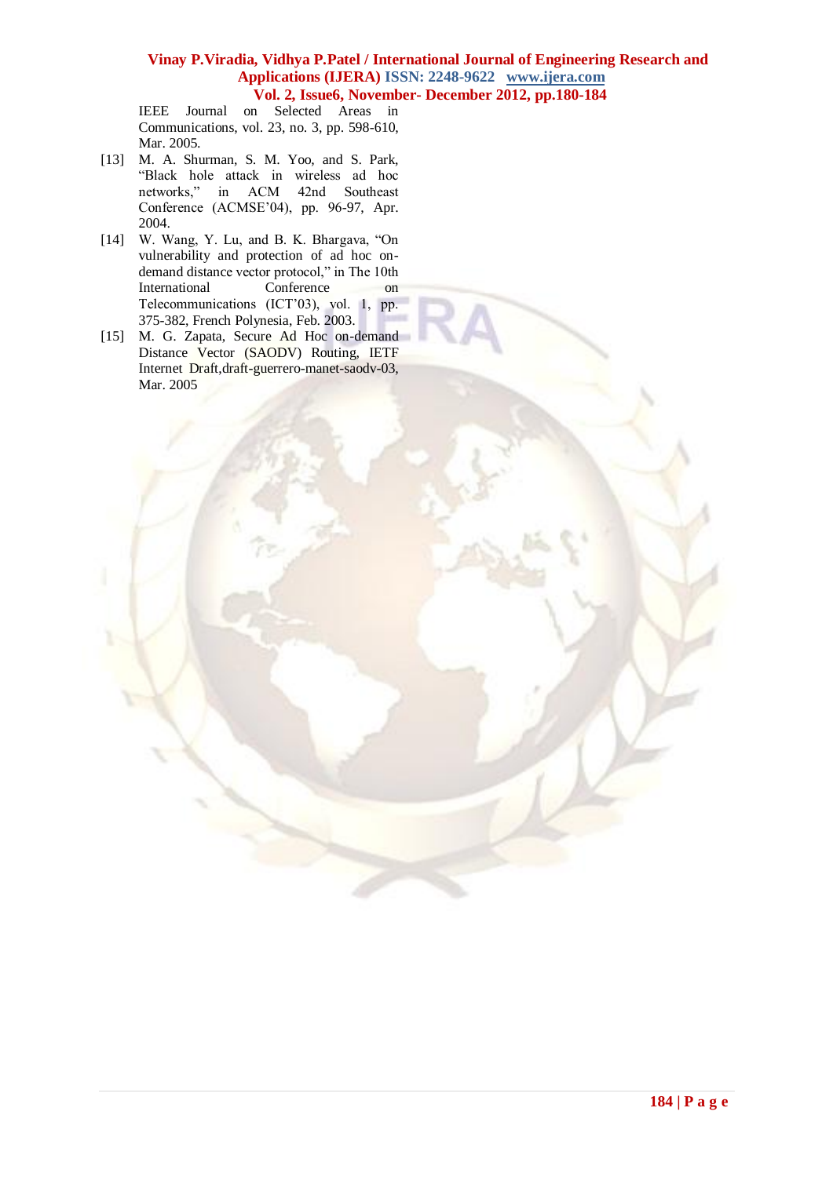IEEE Journal on Selected Areas in Communications, vol. 23, no. 3, pp. 598-610, Mar. 2005.

[13] M. A. Shurman, S. M. Yoo, and S. Park, "Black hole attack in wireless ad hoc networks," in ACM 42nd Southeast Conference (ACMSE'04), pp. 96-97, Apr. 2004.

[14] W. Wang, Y. Lu, and B. K. Bhargava, "On vulnerability and protection of ad hoc on-demand distance vector protocol," in The 10th International Conference on Telecommunications (ICT'03), vol. 1, pp. 375-382, French Polynesia, Feb. 2003.

[15] M. G. Zapata, Secure Ad Hoc on-demand Distance Vector (SAODV) Routing, IETF Internet Draft,draft-guerrero-manet-saodv-03, Mar. 2005